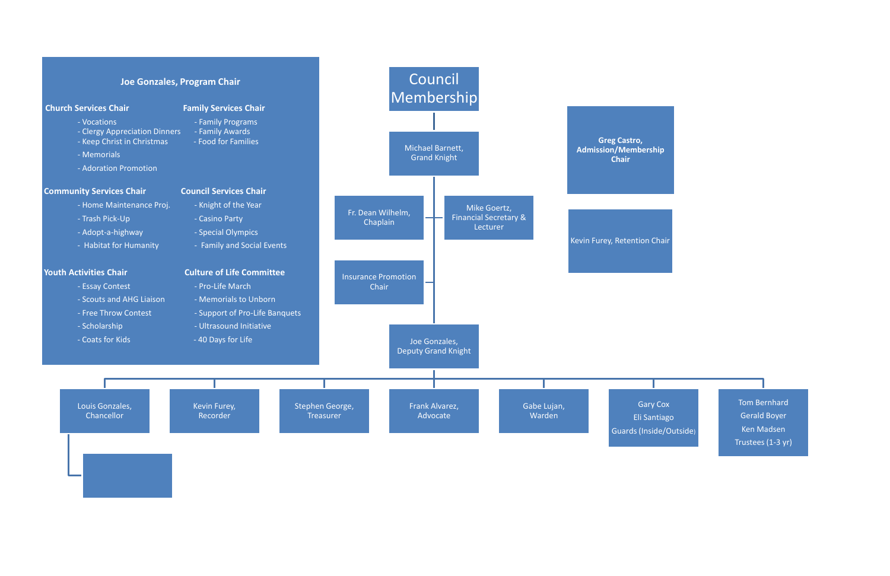# Council Membership

## Joe Gonzales, Program Chair

**Church Services Chair**
- Vocations
- Clergy Appreciation Dinners
- Keep Christ in Christmas
- Memorials
- Adoration Promotion

**Family Services Chair**
- Family Programs
- Family Awards
- Food for Families

**Community Services Chair**
- Home Maintenance Proj.
- Trash Pick-Up
- Adopt-a-highway
- Habitat for Humanity

**Council Services Chair**
- Knight of the Year
- Casino Party
- Special Olympics
- Family and Social Events

**Youth Activities Chair**
- Essay Contest
- Scouts and AHG Liaison
- Free Throw Contest
- Scholarship
- Coats for Kids

**Culture of Life Committee**
- Pro-Life March
- Memorials to Unborn
- Support of Pro-Life Banquets
- Ultrasound Initiative
- 40 Days for Life

---

- Michael Barnett, Grand Knight
  - Fr. Dean Wilhelm, Chaplain
  - Mike Goertz, Financial Secretary & Lecturer
  - Insurance Promotion Chair
  - Joe Gonzales, Deputy Grand Knight
    - Louis Gonzales, Chancellor
    - Kevin Furey, Recorder
    - Stephen George, Treasurer
    - Frank Alvarez, Advocate
    - Gabe Lujan, Warden
    - Gary Cox, Eli Santiago — Guards (Inside/Outside)
    - Tom Bernhard, Gerald Boyer, Ken Madsen — Trustees (1-3 yr)

**Greg Castro, Admission/Membership Chair**

Kevin Furey, Retention Chair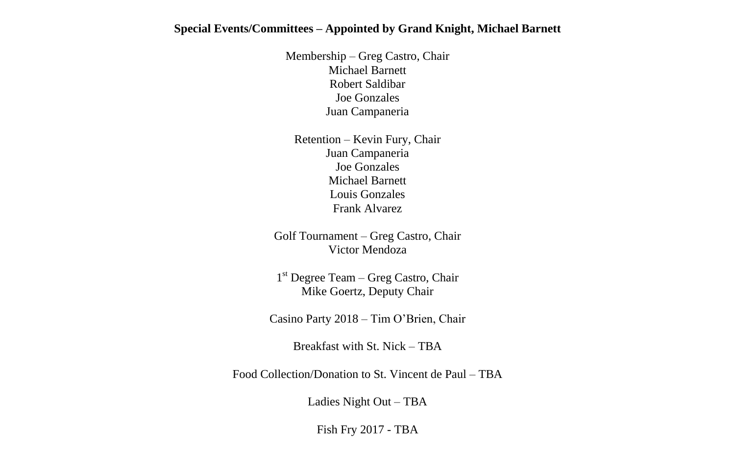**Special Events/Committees – Appointed by Grand Knight, Michael Barnett**

Membership – Greg Castro, Chair
Michael Barnett
Robert Saldibar
Joe Gonzales
Juan Campaneria

Retention – Kevin Fury, Chair
Juan Campaneria
Joe Gonzales
Michael Barnett
Louis Gonzales
Frank Alvarez

Golf Tournament – Greg Castro, Chair
Victor Mendoza

1st Degree Team – Greg Castro, Chair
Mike Goertz, Deputy Chair

Casino Party 2018 – Tim O'Brien, Chair

Breakfast with St. Nick – TBA

Food Collection/Donation to St. Vincent de Paul – TBA

Ladies Night Out – TBA

Fish Fry 2017 - TBA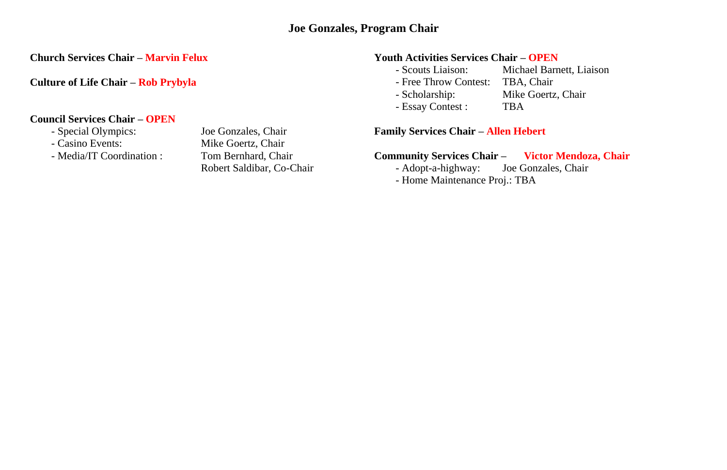## Joe Gonzales, Program Chair

**Church Services Chair – Marvin Felux**

**Culture of Life Chair – Rob Prybyla**

**Council Services Chair – OPEN**

- Special Olympics: Joe Gonzales, Chair
- Casino Events: Mike Goertz, Chair
- Media/IT Coordination : Tom Bernhard, Chair
  Robert Saldibar, Co-Chair

**Youth Activities Services Chair – OPEN**

- Scouts Liaison: Michael Barnett, Liaison
- Free Throw Contest: TBA, Chair
- Scholarship: Mike Goertz, Chair
- Essay Contest : TBA

**Family Services Chair – Allen Hebert**

**Community Services Chair – Victor Mendoza, Chair**

- Adopt-a-highway: Joe Gonzales, Chair
- Home Maintenance Proj.: TBA